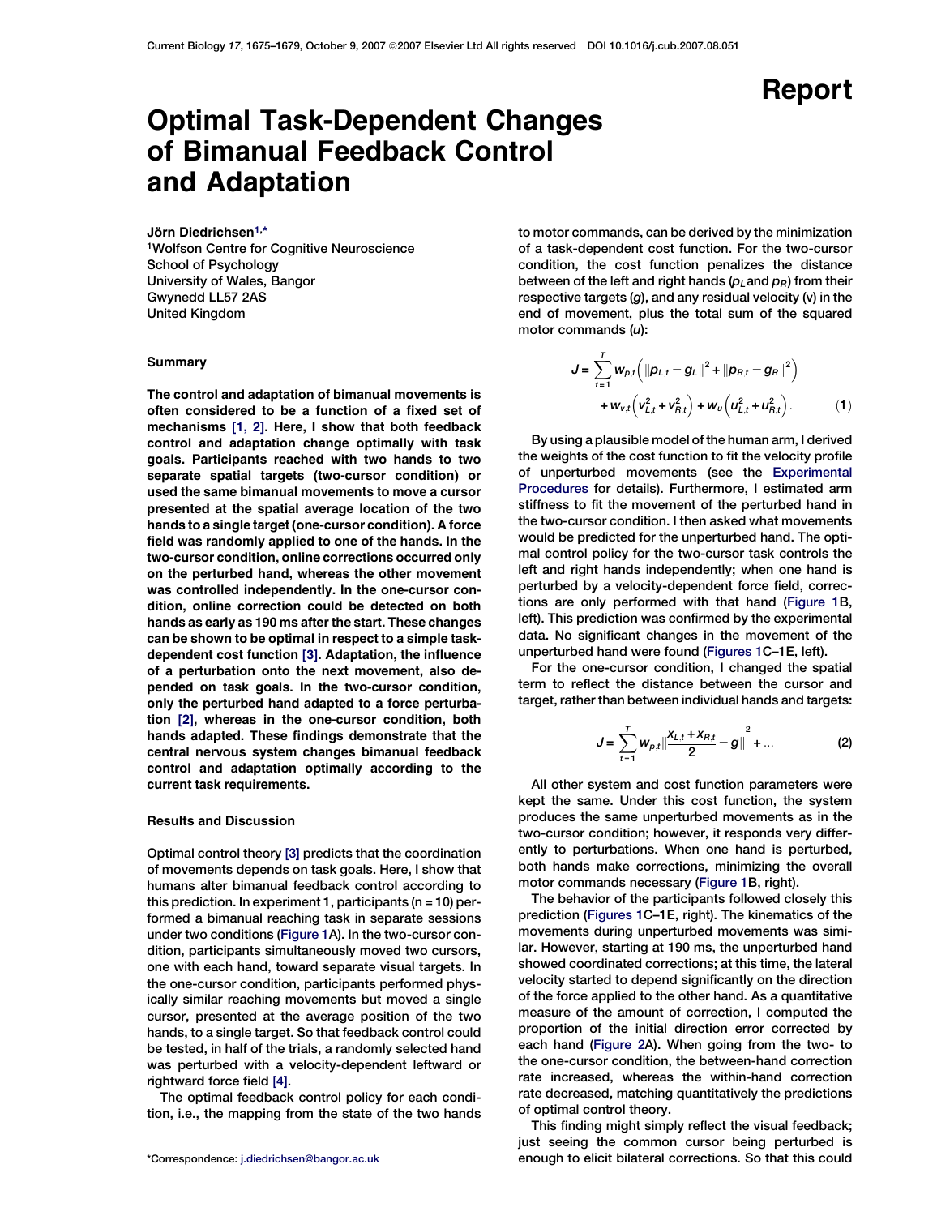Report

# Optimal Task-Dependent Changes of Bimanual Feedback Control and Adaptation

Jörn Diedrichsen[1,*]

[1]Wolfson Centre for Cognitive Neuroscience
School of Psychology
University of Wales, Bangor
Gwynedd LL57 2AS
United Kingdom

### Summary

**The control and adaptation of bimanual movements is often considered to be a function of a fixed set of mechanisms [1, 2]. Here, I show that both feedback control and adaptation change optimally with task goals. Participants reached with two hands to two separate spatial targets (two-cursor condition) or used the same bimanual movements to move a cursor presented at the spatial average location of the two hands to a single target (one-cursor condition). A force field was randomly applied to one of the hands. In the two-cursor condition, online corrections occurred only on the perturbed hand, whereas the other movement was controlled independently. In the one-cursor condition, online correction could be detected on both hands as early as 190 ms after the start. These changes can be shown to be optimal in respect to a simple task-dependent cost function [3]. Adaptation, the influence of a perturbation onto the next movement, also depended on task goals. In the two-cursor condition, only the perturbed hand adapted to a force perturbation [2], whereas in the one-cursor condition, both hands adapted. These findings demonstrate that the central nervous system changes bimanual feedback control and adaptation optimally according to the current task requirements.**

### Results and Discussion

Optimal control theory [3] predicts that the coordination of movements depends on task goals. Here, I show that humans alter bimanual feedback control according to this prediction. In experiment 1, participants ($n = 10$) performed a bimanual reaching task in separate sessions under two conditions (Figure 1A). In the two-cursor condition, participants simultaneously moved two cursors, one with each hand, toward separate visual targets. In the one-cursor condition, participants performed physically similar reaching movements but moved a single cursor, presented at the average position of the two hands, to a single target. So that feedback control could be tested, in half of the trials, a randomly selected hand was perturbed with a velocity-dependent leftward or rightward force field [4].

The optimal feedback control policy for each condition, i.e., the mapping from the state of the two hands to motor commands, can be derived by the minimization of a task-dependent cost function. For the two-cursor condition, the cost function penalizes the distance between of the left and right hands ($p_L$ and $p_R$) from their respective targets ($g$), and any residual velocity ($v$) in the end of movement, plus the total sum of the squared motor commands ($u$):

$$J = \sum_{t=1}^{T} w_{p,t}\left(\|p_{L,t} - g_L\|^2 + \|p_{R,t} - g_R\|^2\right) + w_{v,t}\left(v_{L,t}^2 + v_{R,t}^2\right) + w_u\left(u_{L,t}^2 + u_{R,t}^2\right). \tag{1}$$

By using a plausible model of the human arm, I derived the weights of the cost function to fit the velocity profile of unperturbed movements (see the Experimental Procedures for details). Furthermore, I estimated arm stiffness to fit the movement of the perturbed hand in the two-cursor condition. I then asked what movements would be predicted for the unperturbed hand. The optimal control policy for the two-cursor task controls the left and right hands independently; when one hand is perturbed by a velocity-dependent force field, corrections are only performed with that hand (Figure 1B, left). This prediction was confirmed by the experimental data. No significant changes in the movement of the unperturbed hand were found (Figures 1C–1E, left).

For the one-cursor condition, I changed the spatial term to reflect the distance between the cursor and target, rather than between individual hands and targets:

$$J = \sum_{t=1}^{T} w_{p,t}\left\|\frac{x_{L,t} + x_{R,t}}{2} - g\right\|^2 + \ldots \tag{2}$$

All other system and cost function parameters were kept the same. Under this cost function, the system produces the same unperturbed movements as in the two-cursor condition; however, it responds very differently to perturbations. When one hand is perturbed, both hands make corrections, minimizing the overall motor commands necessary (Figure 1B, right).

The behavior of the participants followed closely this prediction (Figures 1C–1E, right). The kinematics of the movements during unperturbed movements was similar. However, starting at 190 ms, the unperturbed hand showed coordinated corrections; at this time, the lateral velocity started to depend significantly on the direction of the force applied to the other hand. As a quantitative measure of the amount of correction, I computed the proportion of the initial direction error corrected by each hand (Figure 2A). When going from the two- to the one-cursor condition, the between-hand correction rate increased, whereas the within-hand correction rate decreased, matching quantitatively the predictions of optimal control theory.

This finding might simply reflect the visual feedback; just seeing the common cursor being perturbed is enough to elicit bilateral corrections. So that this could

*Correspondence: j.diedrichsen@bangor.ac.uk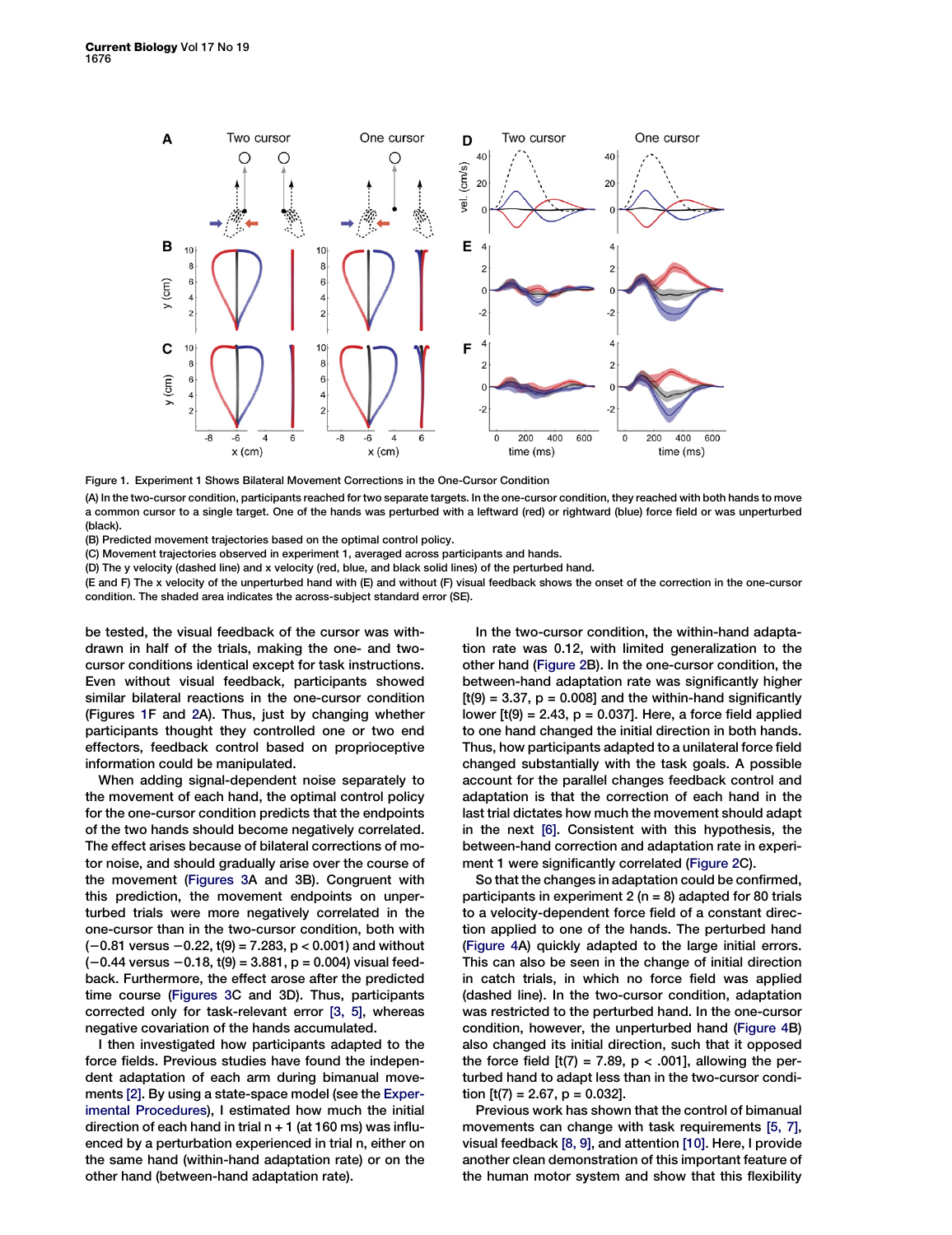Figure 1. Experiment 1 Shows Bilateral Movement Corrections in the One-Cursor Condition

(A) In the two-cursor condition, participants reached for two separate targets. In the one-cursor condition, they reached with both hands to move a common cursor to a single target. One of the hands was perturbed with a leftward (red) or rightward (blue) force field or was unperturbed (black).

(B) Predicted movement trajectories based on the optimal control policy.

(C) Movement trajectories observed in experiment 1, averaged across participants and hands.

(D) The y velocity (dashed line) and x velocity (red, blue, and black solid lines) of the perturbed hand.

(E and F) The x velocity of the unperturbed hand with (E) and without (F) visual feedback shows the onset of the correction in the one-cursor condition. The shaded area indicates the across-subject standard error (SE).

be tested, the visual feedback of the cursor was withdrawn in half of the trials, making the one- and two-cursor conditions identical except for task instructions. Even without visual feedback, participants showed similar bilateral reactions in the one-cursor condition (Figures 1F and 2A). Thus, just by changing whether participants thought they controlled one or two end effectors, feedback control based on proprioceptive information could be manipulated.

When adding signal-dependent noise separately to the movement of each hand, the optimal control policy for the one-cursor condition predicts that the endpoints of the two hands should become negatively correlated. The effect arises because of bilateral corrections of motor noise, and should gradually arise over the course of the movement (Figures 3A and 3B). Congruent with this prediction, the movement endpoints on unperturbed trials were more negatively correlated in the one-cursor than in the two-cursor condition, both with (−0.81 versus −0.22, $t(9) = 7.283$, $p < 0.001$) and without (−0.44 versus −0.18, $t(9) = 3.881$, $p = 0.004$) visual feedback. Furthermore, the effect arose after the predicted time course (Figures 3C and 3D). Thus, participants corrected only for task-relevant error [3, 5], whereas negative covariation of the hands accumulated.

I then investigated how participants adapted to the force fields. Previous studies have found the independent adaptation of each arm during bimanual movements [2]. By using a state-space model (see the Experimental Procedures), I estimated how much the initial direction of each hand in trial n + 1 (at 160 ms) was influenced by a perturbation experienced in trial n, either on the same hand (within-hand adaptation rate) or on the other hand (between-hand adaptation rate).

In the two-cursor condition, the within-hand adaptation rate was 0.12, with limited generalization to the other hand (Figure 2B). In the one-cursor condition, the between-hand adaptation rate was significantly higher [$t(9) = 3.37$, $p = 0.008$] and the within-hand significantly lower [$t(9) = 2.43$, $p = 0.037$]. Here, a force field applied to one hand changed the initial direction in both hands. Thus, how participants adapted to a unilateral force field changed substantially with the task goals. A possible account for the parallel changes feedback control and adaptation is that the correction of each hand in the last trial dictates how much the movement should adapt in the next [6]. Consistent with this hypothesis, the between-hand correction and adaptation rate in experiment 1 were significantly correlated (Figure 2C).

So that the changes in adaptation could be confirmed, participants in experiment 2 (n = 8) adapted for 80 trials to a velocity-dependent force field of a constant direction applied to one of the hands. The perturbed hand (Figure 4A) quickly adapted to the large initial errors. This can also be seen in the change of initial direction in catch trials, in which no force field was applied (dashed line). In the two-cursor condition, adaptation was restricted to the perturbed hand. In the one-cursor condition, however, the unperturbed hand (Figure 4B) also changed its initial direction, such that it opposed the force field [$t(7) = 7.89$, $p < .001$], allowing the perturbed hand to adapt less than in the two-cursor condition [$t(7) = 2.67$, $p = 0.032$].

Previous work has shown that the control of bimanual movements can change with task requirements [5, 7], visual feedback [8, 9], and attention [10]. Here, I provide another clean demonstration of this important feature of the human motor system and show that this flexibility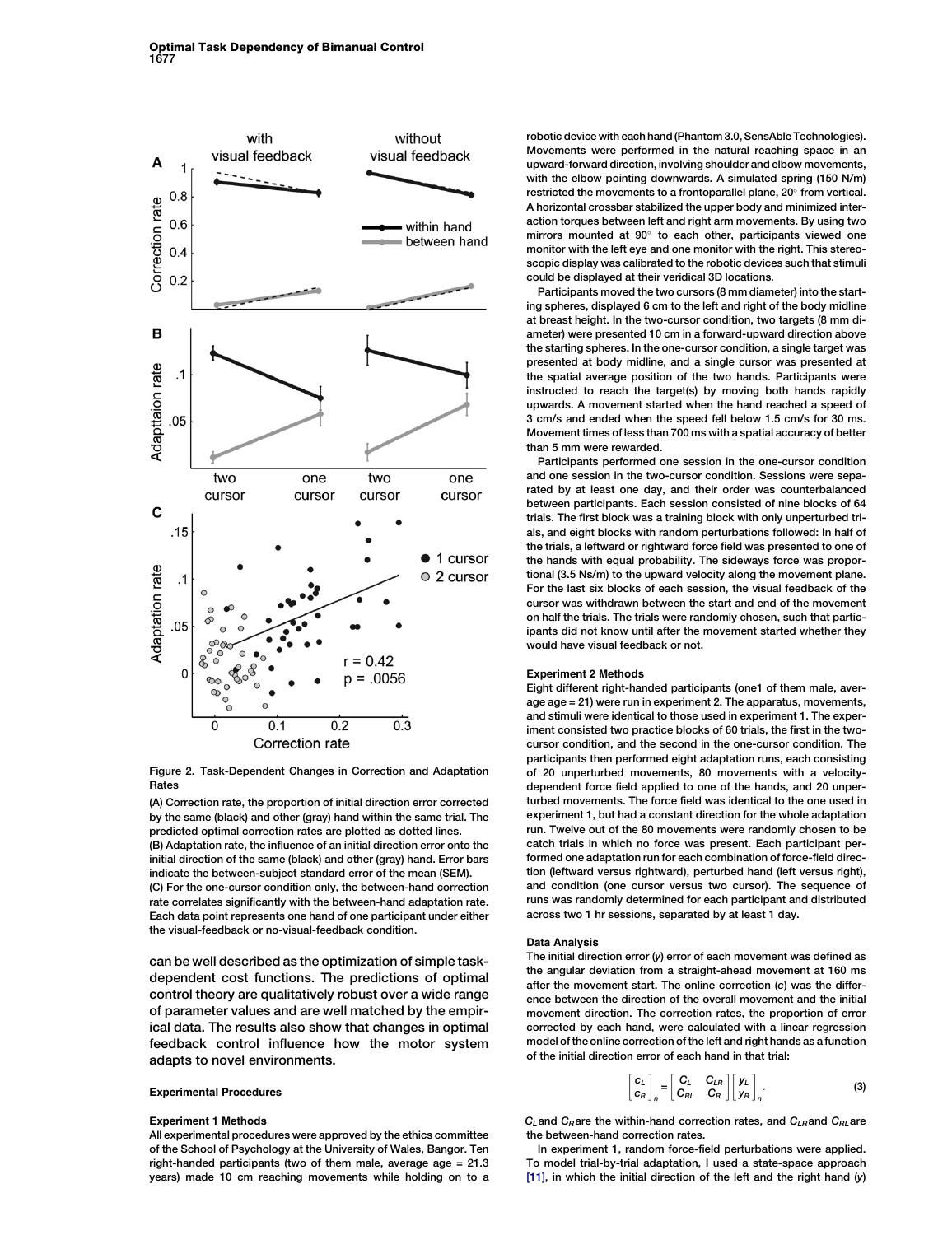Figure 2. Task-Dependent Changes in Correction and Adaptation Rates

(A) Correction rate, the proportion of initial direction error corrected by the same (black) and other (gray) hand within the same trial. The predicted optimal correction rates are plotted as dotted lines.

(B) Adaptation rate, the influence of an initial direction error onto the initial direction of the same (black) and other (gray) hand. Error bars indicate the between-subject standard error of the mean (SEM).

(C) For the one-cursor condition only, the between-hand correction rate correlates significantly with the between-hand adaptation rate. Each data point represents one hand of one participant under either the visual-feedback or no-visual-feedback condition.

can be well described as the optimization of simple task-dependent cost functions. The predictions of optimal control theory are qualitatively robust over a wide range of parameter values and are well matched by the empirical data. The results also show that changes in optimal feedback control influence how the motor system adapts to novel environments.

## Experimental Procedures

### Experiment 1 Methods

All experimental procedures were approved by the ethics committee of the School of Psychology at the University of Wales, Bangor. Ten right-handed participants (two of them male, average age = 21.3 years) made 10 cm reaching movements while holding on to a robotic device with each hand (Phantom 3.0, SensAble Technologies). Movements were performed in the natural reaching space in an upward-forward direction, involving shoulder and elbow movements, with the elbow pointing downwards. A simulated spring (150 N/m) restricted the movements to a frontoparallel plane, 20° from vertical. A horizontal crossbar stabilized the upper body and minimized interaction torques between left and right arm movements. By using two mirrors mounted at 90° to each other, participants viewed one monitor with the left eye and one monitor with the right. This stereoscopic display was calibrated to the robotic devices such that stimuli could be displayed at their veridical 3D locations.

Participants moved the two cursors (8 mm diameter) into the starting spheres, displayed 6 cm to the left and right of the body midline at breast height. In the two-cursor condition, two targets (8 mm diameter) were presented 10 cm in a forward-upward direction above the starting spheres. In the one-cursor condition, a single target was presented at body midline, and a single cursor was presented at the spatial average position of the two hands. Participants were instructed to reach the target(s) by moving both hands rapidly upwards. A movement started when the hand reached a speed of 3 cm/s and ended when the speed fell below 1.5 cm/s for 30 ms. Movement times of less than 700 ms with a spatial accuracy of better than 5 mm were rewarded.

Participants performed one session in the one-cursor condition and one session in the two-cursor condition. Sessions were separated by at least one day, and their order was counterbalanced between participants. Each session consisted of nine blocks of 64 trials. The first block was a training block with only unperturbed trials, and eight blocks with random perturbations followed: In half of the trials, a leftward or rightward force field was presented to one of the hands with equal probability. The sideways force was proportional (3.5 Ns/m) to the upward velocity along the movement plane. For the last six blocks of each session, the visual feedback of the cursor was withdrawn between the start and end of the movement on half the trials. The trials were randomly chosen, such that participants did not know until after the movement started whether they would have visual feedback or not.

### Experiment 2 Methods

Eight different right-handed participants (one1 of them male, average age = 21) were run in experiment 2. The apparatus, movements, and stimuli were identical to those used in experiment 1. The experiment consisted two practice blocks of 60 trials, the first in the two-cursor condition, and the second in the one-cursor condition. The participants then performed eight adaptation runs, each consisting of 20 unperturbed movements, 80 movements with a velocity-dependent force field applied to one of the hands, and 20 unperturbed movements. The force field was identical to the one used in experiment 1, but had a constant direction for the whole adaptation run. Twelve out of the 80 movements were randomly chosen to be catch trials in which no force was present. Each participant performed one adaptation run for each combination of force-field direction (leftward versus rightward), perturbed hand (left versus right), and condition (one cursor versus two cursor). The sequence of runs was randomly determined for each participant and distributed across two 1 hr sessions, separated by at least 1 day.

### Data Analysis

The initial direction error ($y$) error of each movement was defined as the angular deviation from a straight-ahead movement at 160 ms after the movement start. The online correction ($c$) was the difference between the direction of the overall movement and the initial movement direction. The correction rates, the proportion of error corrected by each hand, were calculated with a linear regression model of the online correction of the left and right hands as a function of the initial direction error of each hand in that trial:

$$\begin{bmatrix} c_L \\ c_R \end{bmatrix}_n = \begin{bmatrix} C_L & C_{LR} \\ C_{RL} & C_R \end{bmatrix} \begin{bmatrix} y_L \\ y_R \end{bmatrix}_n \tag{3}$$

$C_L$ and $C_R$ are the within-hand correction rates, and $C_{LR}$ and $C_{RL}$ are the between-hand correction rates.

In experiment 1, random force-field perturbations were applied. To model trial-by-trial adaptation, I used a state-space approach [11], in which the initial direction of the left and the right hand ($y$)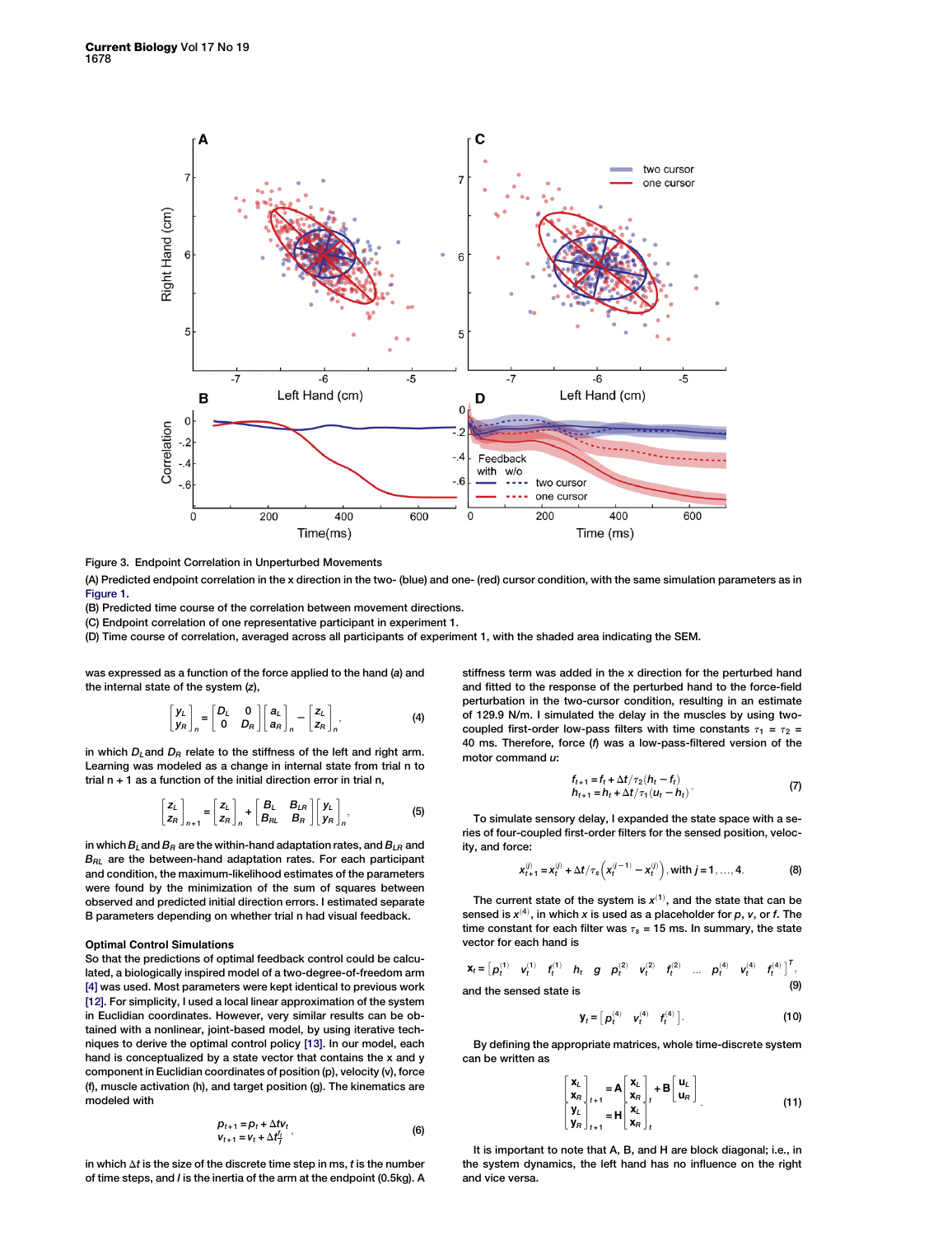Figure 3. Endpoint Correlation in Unperturbed Movements

(A) Predicted endpoint correlation in the x direction in the two- (blue) and one- (red) cursor condition, with the same simulation parameters as in Figure 1.

(B) Predicted time course of the correlation between movement directions.

(C) Endpoint correlation of one representative participant in experiment 1.

(D) Time course of correlation, averaged across all participants of experiment 1, with the shaded area indicating the SEM.

was expressed as a function of the force applied to the hand ($a$) and the internal state of the system ($z$),

$$\begin{bmatrix} y_L \\ y_R \end{bmatrix}_n = \begin{bmatrix} D_L & 0 \\ 0 & D_R \end{bmatrix} \begin{bmatrix} a_L \\ a_R \end{bmatrix}_n - \begin{bmatrix} z_L \\ z_R \end{bmatrix}_n, \tag{4}$$

in which $D_L$ and $D_R$ relate to the stiffness of the left and right arm. Learning was modeled as a change in internal state from trial n to trial n + 1 as a function of the initial direction error in trial n,

$$\begin{bmatrix} z_L \\ z_R \end{bmatrix}_{n+1} = \begin{bmatrix} z_L \\ z_R \end{bmatrix}_n + \begin{bmatrix} B_L & B_{LR} \\ B_{RL} & B_R \end{bmatrix} \begin{bmatrix} y_L \\ y_R \end{bmatrix}_n, \tag{5}$$

in which $B_L$ and $B_R$ are the within-hand adaptation rates, and $B_{LR}$ and $B_{RL}$ are the between-hand adaptation rates. For each participant and condition, the maximum-likelihood estimates of the parameters were found by the minimization of the sum of squares between observed and predicted initial direction errors. I estimated separate B parameters depending on whether trial n had visual feedback.

### Optimal Control Simulations

So that the predictions of optimal feedback control could be calculated, a biologically inspired model of a two-degree-of-freedom arm [4] was used. Most parameters were kept identical to previous work [12]. For simplicity, I used a local linear approximation of the system in Euclidian coordinates. However, very similar results can be obtained with a nonlinear, joint-based model, by using iterative techniques to derive the optimal control policy [13]. In our model, each hand is conceptualized by a state vector that contains the x and y component in Euclidian coordinates of position (p), velocity (v), force (f), muscle activation (h), and target position (g). The kinematics are modeled with

$$\begin{aligned} p_{t+1} &= p_t + \Delta t v_t \\ v_{t+1} &= v_t + \Delta t \frac{f_t}{I} \end{aligned}, \tag{6}$$

in which $\Delta t$ is the size of the discrete time step in ms, $t$ is the number of time steps, and $I$ is the inertia of the arm at the endpoint (0.5kg). A stiffness term was added in the x direction for the perturbed hand and fitted to the response of the perturbed hand to the force-field perturbation in the two-cursor condition, resulting in an estimate of 129.9 N/m. I simulated the delay in the muscles by using two-coupled first-order low-pass filters with time constants $\tau_1 = \tau_2 = 40$ ms. Therefore, force ($f$) was a low-pass-filtered version of the motor command $u$:

$$\begin{aligned} f_{t+1} &= f_t + \Delta t/\tau_2 (h_t - f_t) \\ h_{t+1} &= h_t + \Delta t/\tau_1 (u_t - h_t) \end{aligned}. \tag{7}$$

To simulate sensory delay, I expanded the state space with a series of four-coupled first-order filters for the sensed position, velocity, and force:

$$x_{t+1}^{(j)} = x_t^{(j)} + \Delta t/\tau_s \left( x_t^{(j-1)} - x_t^{(j)} \right), \text{ with } j = 1, \ldots, 4. \tag{8}$$

The current state of the system is $x^{(1)}$, and the state that can be sensed is $x^{(4)}$, in which $x$ is used as a placeholder for $p$, $v$, or $f$. The time constant for each filter was $\tau_s = 15$ ms. In summary, the state vector for each hand is

$$\mathbf{x}_t = \left[ p_t^{(1)} \quad v_t^{(1)} \quad f_t^{(1)} \quad h_t \quad g \quad p_t^{(2)} \quad v_t^{(2)} \quad f_t^{(2)} \quad \ldots \quad p_t^{(4)} \quad v_t^{(4)} \quad f_t^{(4)} \right]^T, \tag{9}$$

and the sensed state is

$$\mathbf{y}_t = \left[ p_t^{(4)} \quad v_t^{(4)} \quad f_t^{(4)} \right]. \tag{10}$$

By defining the appropriate matrices, whole time-discrete system can be written as

$$\begin{aligned} \begin{bmatrix} \mathbf{x}_L \\ \mathbf{x}_R \end{bmatrix}_{t+1} &= \mathbf{A} \begin{bmatrix} \mathbf{x}_L \\ \mathbf{x}_R \end{bmatrix}_t + \mathbf{B} \begin{bmatrix} \mathbf{u}_L \\ \mathbf{u}_R \end{bmatrix} \\ \begin{bmatrix} \mathbf{y}_L \\ \mathbf{y}_R \end{bmatrix}_{t+1} &= \mathbf{H} \begin{bmatrix} \mathbf{x}_L \\ \mathbf{x}_R \end{bmatrix}_t \end{aligned}. \tag{11}$$

It is important to note that A, B, and H are block diagonal; i.e., in the system dynamics, the left hand has no influence on the right and vice versa.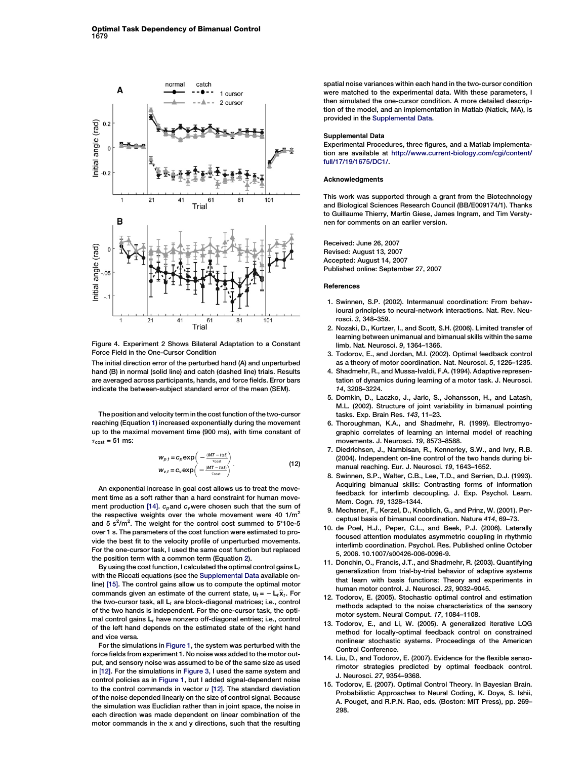A

normal catch

1 cursor

2 cursor

Initial angle (rad)

0.2

0

-0.2

1 21 41 61 81 101

Trial

B

Initial angle (rad)

0

-.05

-.1

1 21 41 61 81 101

Trial

Figure 4. Experiment 2 Shows Bilateral Adaptation to a Constant Force Field in the One-Cursor Condition

The initial direction error of the perturbed hand (A) and unperturbed hand (B) in normal (solid line) and catch (dashed line) trials. Results are averaged across participants, hands, and force fields. Error bars indicate the between-subject standard error of the mean (SEM).

The position and velocity term in the cost function of the two-cursor reaching (Equation 1) increased exponentially during the movement up to the maximal movement time (900 ms), with time constant of $\tau_{cost}$ = 51 ms:

$$w_{p,t} = c_p \exp\left(-\frac{(MT - t\Delta t)}{\tau_{cost}}\right)$$
$$w_{v,t} = c_v \exp\left(-\frac{(MT - t\Delta t)}{\tau_{cost}}\right) \quad (12)$$

An exponential increase in goal cost allows us to treat the movement time as a soft rather than a hard constraint for human movement production [14]. $c_p$ and $c_v$ were chosen such that the sum of the respective weights over the whole movement were 40 1/m$^2$ and 5 s$^2$/m$^2$. The weight for the control cost summed to 5*10e-5 over 1 s. The parameters of the cost function were estimated to provide the best fit to the velocity profile of unperturbed movements. For the one-cursor task, I used the same cost function but replaced the position term with a common term (Equation 2).

By using the cost function, I calculated the optimal control gains $\mathbf{L}_t$ with the Riccati equations (see the Supplemental Data available online) [15]. The control gains allow us to compute the optimal motor commands given an estimate of the current state, $\mathbf{u}_t = -\mathbf{L}_t\hat{\mathbf{x}}_t$. For the two-cursor task, all $\mathbf{L}_t$ are block-diagonal matrices; i.e., control of the two hands is independent. For the one-cursor task, the optimal control gains $\mathbf{L}_t$ have nonzero off-diagonal entries; i.e., control of the left hand depends on the estimated state of the right hand and vice versa.

For the simulations in Figure 1, the system was perturbed with the force fields from experiment 1. No noise was added to the motor output, and sensory noise was assumed to be of the same size as used in [12]. For the simulations in Figure 3, I used the same system and control policies as in Figure 1, but I added signal-dependent noise to the control commands in vector $u$ [12]. The standard deviation of the noise depended linearly on the size of control signal. Because the simulation was Euclidian rather than in joint space, the noise in each direction was made dependent on linear combination of the motor commands in the x and y directions, such that the resulting spatial noise variances within each hand in the two-cursor condition were matched to the experimental data. With these parameters, I then simulated the one-cursor condition. A more detailed description of the model, and an implementation in Matlab (Natick, MA), is provided in the Supplemental Data.

### Supplemental Data

Experimental Procedures, three figures, and a Matlab implementation are available at http://www.current-biology.com/cgi/content/full/17/19/1675/DC1/.

### Acknowledgments

This work was supported through a grant from the Biotechnology and Biological Sciences Research Council (BB/E009174/1). Thanks to Guillaume Thierry, Martin Giese, James Ingram, and Tim Verstynen for comments on an earlier version.

Received: June 26, 2007
Revised: August 13, 2007
Accepted: August 14, 2007
Published online: September 27, 2007

### References

1. Swinnen, S.P. (2002). Intermanual coordination: From behavioural principles to neural-network interactions. Nat. Rev. Neurosci. *3*, 348–359.
2. Nozaki, D., Kurtzer, I., and Scott, S.H. (2006). Limited transfer of learning between unimanual and bimanual skills within the same limb. Nat. Neurosci. *9*, 1364–1366.
3. Todorov, E., and Jordan, M.I. (2002). Optimal feedback control as a theory of motor coordination. Nat. Neurosci. *5*, 1226–1235.
4. Shadmehr, R., and Mussa-Ivaldi, F.A. (1994). Adaptive representation of dynamics during learning of a motor task. J. Neurosci. *14*, 3208–3224.
5. Domkin, D., Laczko, J., Jaric, S., Johansson, H., and Latash, M.L. (2002). Structure of joint variability in bimanual pointing tasks. Exp. Brain Res. *143*, 11–23.
6. Thoroughman, K.A., and Shadmehr, R. (1999). Electromyographic correlates of learning an internal model of reaching movements. J. Neurosci. *19*, 8573–8588.
7. Diedrichsen, J., Nambisan, R., Kennerley, S.W., and Ivry, R.B. (2004). Independent on-line control of the two hands during bimanual reaching. Eur. J. Neurosci. *19*, 1643–1652.
8. Swinnen, S.P., Walter, C.B., Lee, T.D., and Serrien, D.J. (1993). Acquiring bimanual skills: Contrasting forms of information feedback for interlimb decoupling. J. Exp. Psychol. Learn. Mem. Cogn. *19*, 1328–1344.
9. Mechsner, F., Kerzel, D., Knoblich, G., and Prinz, W. (2001). Perceptual basis of bimanual coordination. Nature *414*, 69–73.
10. de Poel, H.J., Peper, C.L., and Beek, P.J. (2006). Laterally focused attention modulates asymmetric coupling in rhythmic interlimb coordination. Psychol. Res. Published online October 5, 2006. 10.1007/s00426-006-0096-9.
11. Donchin, O., Francis, J.T., and Shadmehr, R. (2003). Quantifying generalization from trial-by-trial behavior of adaptive systems that learn with basis functions: Theory and experiments in human motor control. J. Neurosci. *23*, 9032–9045.
12. Todorov, E. (2005). Stochastic optimal control and estimation methods adapted to the noise characteristics of the sensory motor system. Neural Comput. *17*, 1084–1108.
13. Todorov, E., and Li, W. (2005). A generalized iterative LQG method for locally-optimal feedback control on constrained nonlinear stochastic systems. Proceedings of the American Control Conference.
14. Liu, D., and Todorov, E. (2007). Evidence for the flexible sensorimotor strategies predicted by optimal feedback control. J. Neurosci. *27*, 9354–9368.
15. Todorov, E. (2007). Optimal Control Theory. In Bayesian Brain. Probabilistic Approaches to Neural Coding, K. Doya, S. Ishii, A. Pouget, and R.P.N. Rao, eds. (Boston: MIT Press), pp. 269–298.